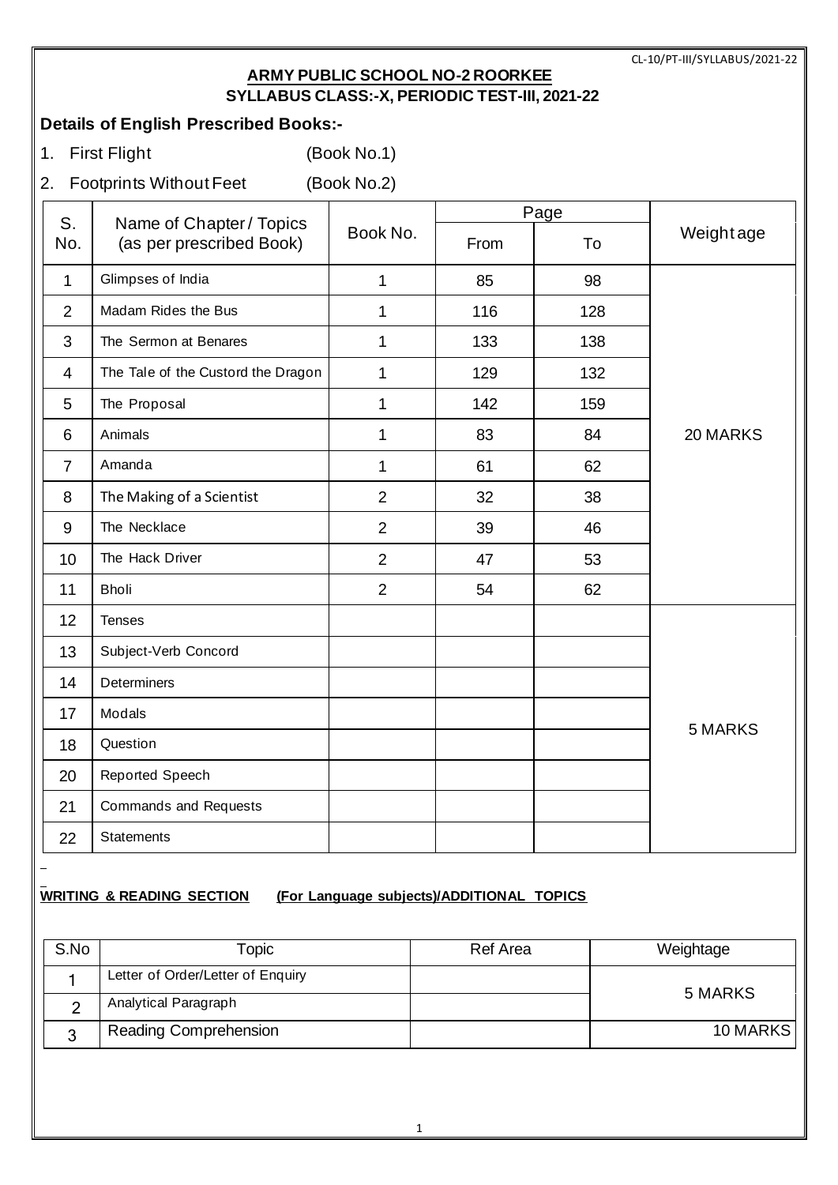CL-10/PT-III/SYLLABUS/2021-22

## ARMY PUBLIC SCHOOL NO-2 ROORKEE
### SYLLABUS CLASS:-X, PERIODIC TEST-III, 2021-22

**Details of English Prescribed Books:-**

1. First Flight (Book No.1)
2. Footprints Without Feet (Book No.2)

| S. No. | Name of Chapter / Topics (as per prescribed Book) | Book No. | Page | | Weightage |
|---|---|---|---|---|---|
| | | | From | To | |
| 1 | Glimpses of India | 1 | 85 | 98 | 20 MARKS |
| 2 | Madam Rides the Bus | 1 | 116 | 128 | |
| 3 | The Sermon at Benares | 1 | 133 | 138 | |
| 4 | The Tale of the Custord the Dragon | 1 | 129 | 132 | |
| 5 | The Proposal | 1 | 142 | 159 | |
| 6 | Animals | 1 | 83 | 84 | |
| 7 | Amanda | 1 | 61 | 62 | |
| 8 | The Making of a Scientist | 2 | 32 | 38 | |
| 9 | The Necklace | 2 | 39 | 46 | |
| 10 | The Hack Driver | 2 | 47 | 53 | |
| 11 | Bholi | 2 | 54 | 62 | |
| 12 | Tenses | | | | 5 MARKS |
| 13 | Subject-Verb Concord | | | | |
| 14 | Determiners | | | | |
| 17 | Modals | | | | |
| 18 | Question | | | | |
| 20 | Reported Speech | | | | |
| 21 | Commands and Requests | | | | |
| 22 | Statements | | | | |

**WRITING & READING SECTION (For Language subjects)/ADDITIONAL TOPICS**

| S.No | Topic | Ref Area | Weightage |
|---|---|---|---|
| 1 | Letter of Order/Letter of Enquiry | | 5 MARKS |
| 2 | Analytical Paragraph | | |
| 3 | Reading Comprehension | | 10 MARKS |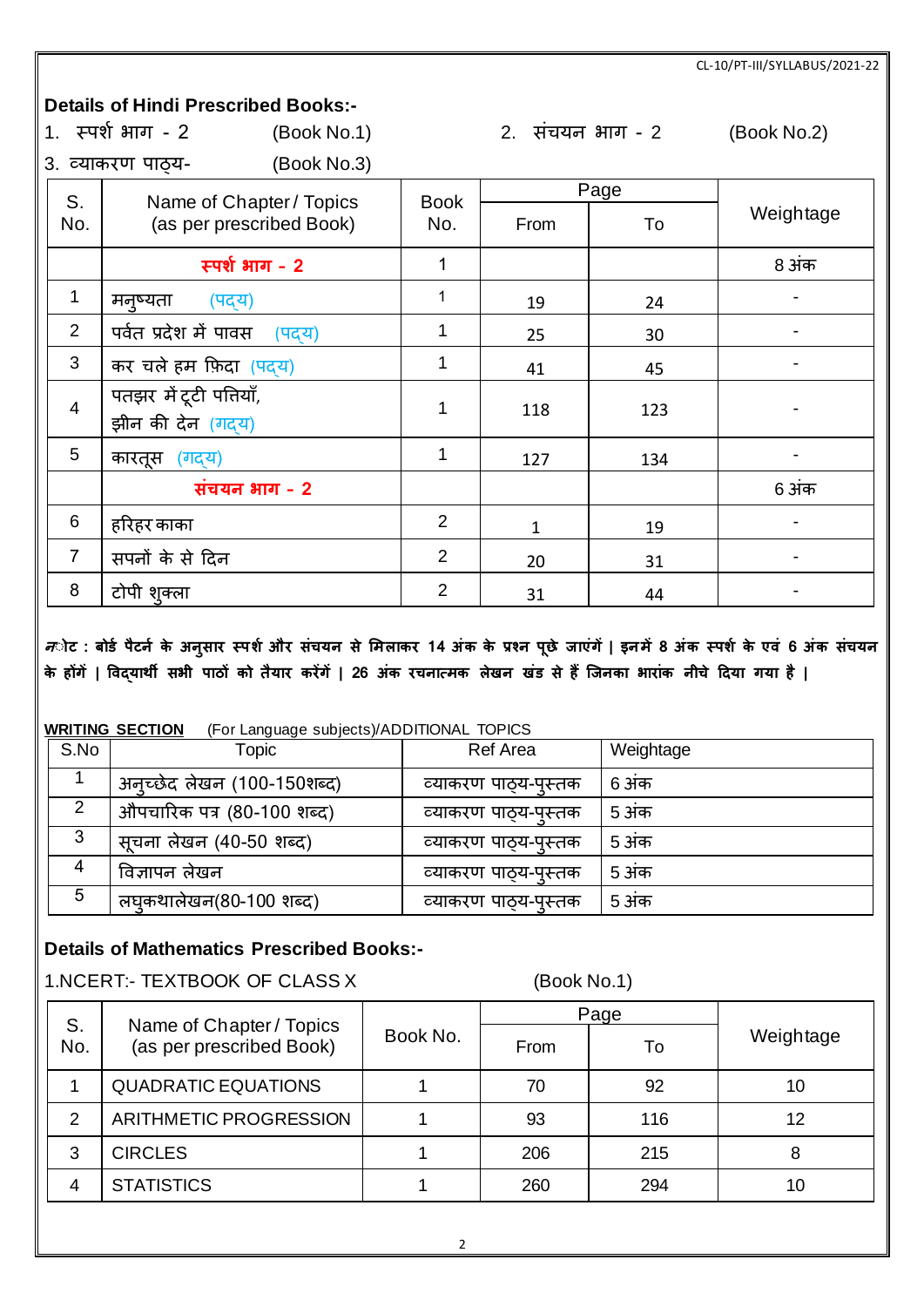## Details of Hindi Prescribed Books:-

1. स्पर्श भाग - 2 (Book No.1)
2. संचयन भाग - 2 (Book No.2)
3. व्याकरण पाठ्य- (Book No.3)

| S. No. | Name of Chapter / Topics (as per prescribed Book) | Book No. | Page | | Weightage |
|---|---|---|---|---|---|
| | | | From | To | |
| | **स्पर्श भाग - 2** | 1 | | | 8 अंक |
| 1 | मनुष्यता (पद्य) | 1 | 19 | 24 | - |
| 2 | पर्वत प्रदेश में पावस (पद्य) | 1 | 25 | 30 | - |
| 3 | कर चले हम फ़िदा (पद्य) | 1 | 41 | 45 | - |
| 4 | पतझर में टूटी पत्तियाँ, झीन की देन (गद्य) | 1 | 118 | 123 | - |
| 5 | कारतूस (गद्य) | 1 | 127 | 134 | - |
| | **संचयन भाग - 2** | | | | 6 अंक |
| 6 | हरिहर काका | 2 | 1 | 19 | - |
| 7 | सपनों के से दिन | 2 | 20 | 31 | - |
| 8 | टोपी शुक्ला | 2 | 31 | 44 | - |

**नोट : बोर्ड पैटर्न के अनुसार स्पर्श और संचयन से मिलाकर 14 अंक के प्रश्न पूछे जाएंगें | इनमें 8 अंक स्पर्श के एवं 6 अंक संचयन के होंगें | विद्यार्थी सभी पाठों को तैयार करेंगें | 26 अंक रचनात्मक लेखन खंड से हैं जिनका भारांक नीचे दिया गया है |**

**WRITING SECTION** (For Language subjects)/ADDITIONAL TOPICS

| S.No | Topic | Ref Area | Weightage |
|---|---|---|---|
| 1 | अनुच्छेद लेखन (100-150शब्द) | व्याकरण पाठ्य-पुस्तक | 6 अंक |
| 2 | औपचारिक पत्र (80-100 शब्द) | व्याकरण पाठ्य-पुस्तक | 5 अंक |
| 3 | सूचना लेखन (40-50 शब्द) | व्याकरण पाठ्य-पुस्तक | 5 अंक |
| 4 | विज्ञापन लेखन | व्याकरण पाठ्य-पुस्तक | 5 अंक |
| 5 | लघुकथालेखन(80-100 शब्द) | व्याकरण पाठ्य-पुस्तक | 5 अंक |

## Details of Mathematics Prescribed Books:-

1.NCERT:- TEXTBOOK OF CLASS X (Book No.1)

| S. No. | Name of Chapter / Topics (as per prescribed Book) | Book No. | Page | | Weightage |
|---|---|---|---|---|---|
| | | | From | To | |
| 1 | QUADRATIC EQUATIONS | 1 | 70 | 92 | 10 |
| 2 | ARITHMETIC PROGRESSION | 1 | 93 | 116 | 12 |
| 3 | CIRCLES | 1 | 206 | 215 | 8 |
| 4 | STATISTICS | 1 | 260 | 294 | 10 |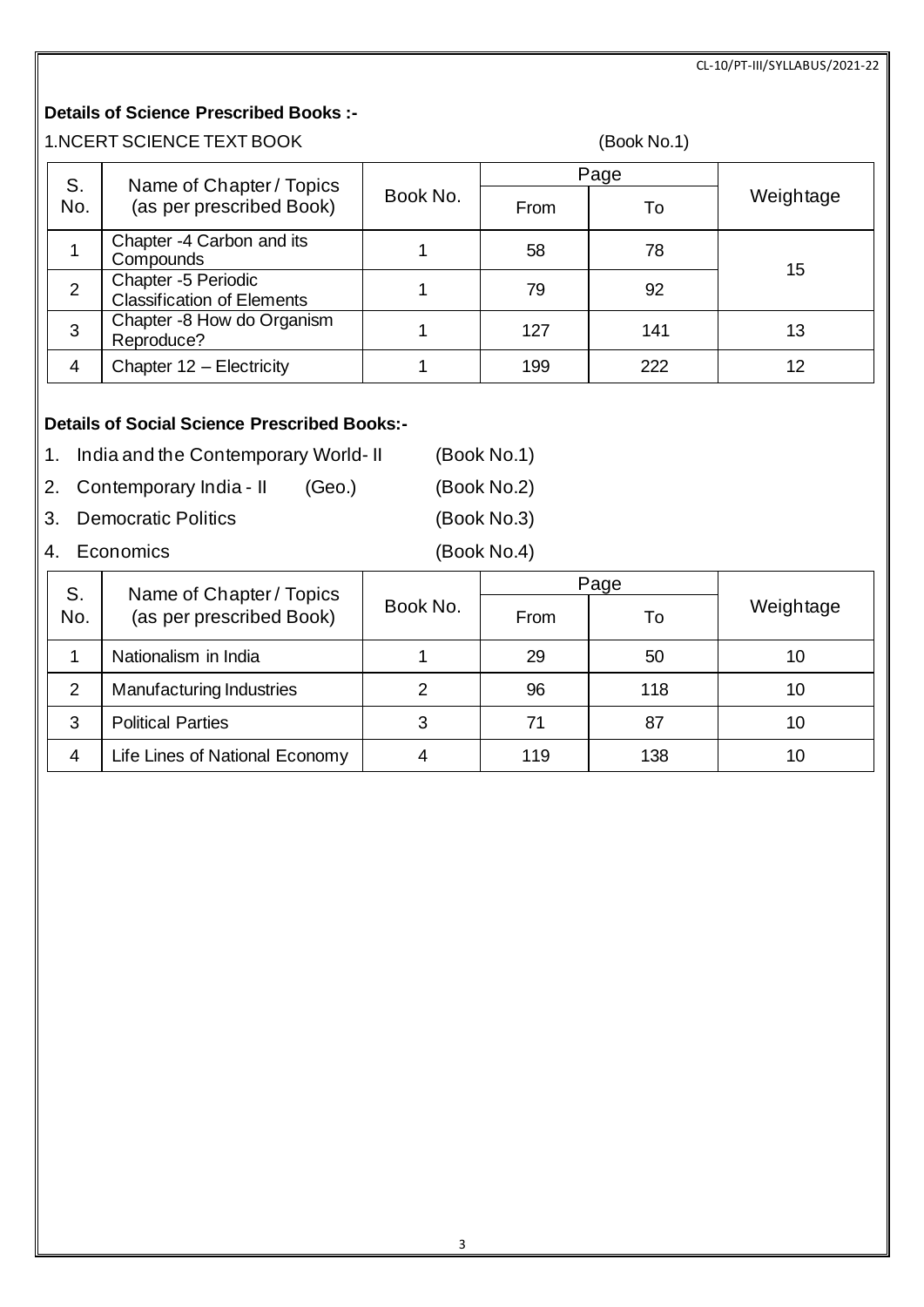**Details of Science Prescribed Books :-**

1.NCERT SCIENCE TEXT BOOK (Book No.1)

| S. No. | Name of Chapter / Topics (as per prescribed Book) | Book No. | Page | | Weightage |
|---|---|---|---|---|---|
| | | | From | To | |
| 1 | Chapter -4 Carbon and its Compounds | 1 | 58 | 78 | 15 |
| 2 | Chapter -5 Periodic Classification of Elements | 1 | 79 | 92 | |
| 3 | Chapter -8 How do Organism Reproduce? | 1 | 127 | 141 | 13 |
| 4 | Chapter 12 – Electricity | 1 | 199 | 222 | 12 |

**Details of Social Science Prescribed Books:-**

1. India and the Contemporary World- II (Book No.1)
2. Contemporary India - II (Geo.) (Book No.2)
3. Democratic Politics (Book No.3)
4. Economics (Book No.4)

| S. No. | Name of Chapter / Topics (as per prescribed Book) | Book No. | Page | | Weightage |
|---|---|---|---|---|---|
| | | | From | To | |
| 1 | Nationalism in India | 1 | 29 | 50 | 10 |
| 2 | Manufacturing Industries | 2 | 96 | 118 | 10 |
| 3 | Political Parties | 3 | 71 | 87 | 10 |
| 4 | Life Lines of National Economy | 4 | 119 | 138 | 10 |